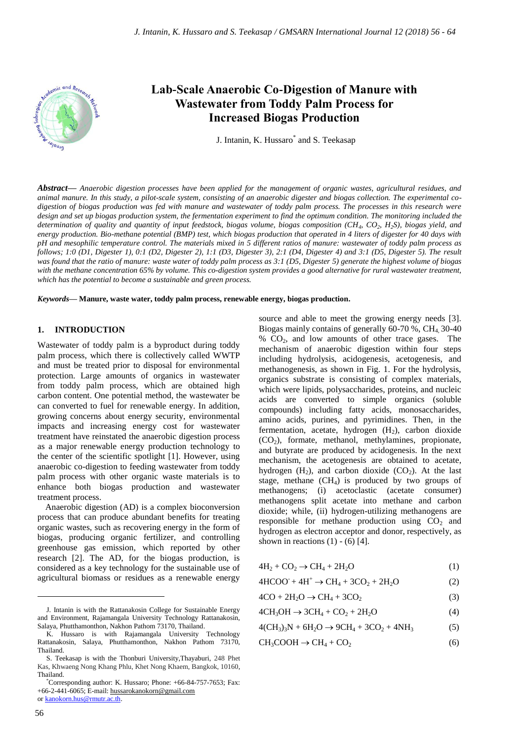# Lab-Scale Anaerobic Co-Digestion of Manure with Wastewater from Toddy Palm Process for Increased Biogas Production

J. Intanin, K. Hussaro* and S. Teekasap

***Abstract*— *Anaerobic digestion processes have been applied for the management of organic wastes, agricultural residues, and animal manure. In this study, a pilot-scale system, consisting of an anaerobic digester and biogas collection. The experimental co-digestion of biogas production was fed with manure and wastewater of toddy palm process. The processes in this research were design and set up biogas production system, the fermentation experiment to find the optimum condition. The monitoring included the determination of quality and quantity of input feedstock, biogas volume, biogas composition ($CH_4$, $CO_2$, $H_2S$), biogas yield, and energy production. Bio-methane potential (BMP) test, which biogas production that operated in 4 liters of digester for 40 days with pH and mesophilic temperature control. The materials mixed in 5 different ratios of manure: wastewater of toddy palm process as follows; 1:0 (D1, Digester 1), 0:1 (D2, Digester 2), 1:1 (D3, Digester 3), 2:1 (D4, Digester 4) and 3:1 (D5, Digester 5). The result was found that the ratio of manure: waste water of toddy palm process as 3:1 (D5, Digester 5) generate the highest volume of biogas with the methane concentration 65% by volume. This co-digestion system provides a good alternative for rural wastewater treatment, which has the potential to become a sustainable and green process.***

***Keywords*— Manure, waste water, toddy palm process, renewable energy, biogas production.**

## 1. INTRODUCTION

Wastewater of toddy palm is a byproduct during toddy palm process, which there is collectively called WWTP and must be treated prior to disposal for environmental protection. Large amounts of organics in wastewater from toddy palm process, which are obtained high carbon content. One potential method, the wastewater be can converted to fuel for renewable energy. In addition, growing concerns about energy security, environmental impacts and increasing energy cost for wastewater treatment have reinstated the anaerobic digestion process as a major renewable energy production technology to the center of the scientific spotlight [1]. However, using anaerobic co-digestion to feeding wastewater from toddy palm process with other organic waste materials is to enhance both biogas production and wastewater treatment process.

Anaerobic digestion (AD) is a complex bioconversion process that can produce abundant benefits for treating organic wastes, such as recovering energy in the form of biogas, producing organic fertilizer, and controlling greenhouse gas emission, which reported by other research [2]. The AD, for the biogas production, is considered as a key technology for the sustainable use of agricultural biomass or residues as a renewable energy source and able to meet the growing energy needs [3]. Biogas mainly contains of generally 60-70 %, $CH_4$, 30-40 % $CO_2$, and low amounts of other trace gases. The mechanism of anaerobic digestion within four steps including hydrolysis, acidogenesis, acetogenesis, and methanogenesis, as shown in Fig. 1. For the hydrolysis, organics substrate is consisting of complex materials, which were lipids, polysaccharides, proteins, and nucleic acids are converted to simple organics (soluble compounds) including fatty acids, monosaccharides, amino acids, purines, and pyrimidines. Then, in the fermentation, acetate, hydrogen ($H_2$), carbon dioxide ($CO_2$), formate, methanol, methylamines, propionate, and butyrate are produced by acidogenesis. In the next mechanism, the acetogenesis are obtained to acetate, hydrogen ($H_2$), and carbon dioxide ($CO_2$). At the last stage, methane ($CH_4$) is produced by two groups of methanogens; (i) acetoclastic (acetate consumer) methanogens split acetate into methane and carbon dioxide; while, (ii) hydrogen-utilizing methanogens are responsible for methane production using $CO_2$ and hydrogen as electron acceptor and donor, respectively, as shown in reactions (1) - (6) [4].

$$4H_2 + CO_2 \rightarrow CH_4 + 2H_2O \quad (1)$$

$$4HCOO^- + 4H^+ \rightarrow CH_4 + 3CO_2 + 2H_2O \quad (2)$$

$$4CO + 2H_2O \rightarrow CH_4 + 3CO_2 \quad (3)$$

$$4CH_3OH \rightarrow 3CH_4 + CO_2 + 2H_2O \quad (4)$$

$$4(CH_3)_3N + 6H_2O \rightarrow 9CH_4 + 3CO_2 + 4NH_3 \quad (5)$$

$$CH_3COOH \rightarrow CH_4 + CO_2 \quad (6)$$

---

J. Intanin is with the Rattanakosin College for Sustainable Energy and Environment, Rajamangala University Technology Rattanakosin, Salaya, Phutthamonthon, Nakhon Pathom 73170, Thailand.

K. Hussaro is with Rajamangala University Technology Rattanakosin, Salaya, Phutthamonthon, Nakhon Pathom 73170, Thailand.

S. Teekasap is with the Thonburi University,Thayaburi, 248 Phet Kas, Khwaeng Nong Khang Phlu, Khet Nong Khaem, Bangkok, 10160, Thailand.

*Corresponding author: K. Hussaro; Phone: +66-84-757-7653; Fax: +66-2-441-6065; E-mail: hussarokanokorn@gmail.com or kanokorn.hus@rmutr.ac.th.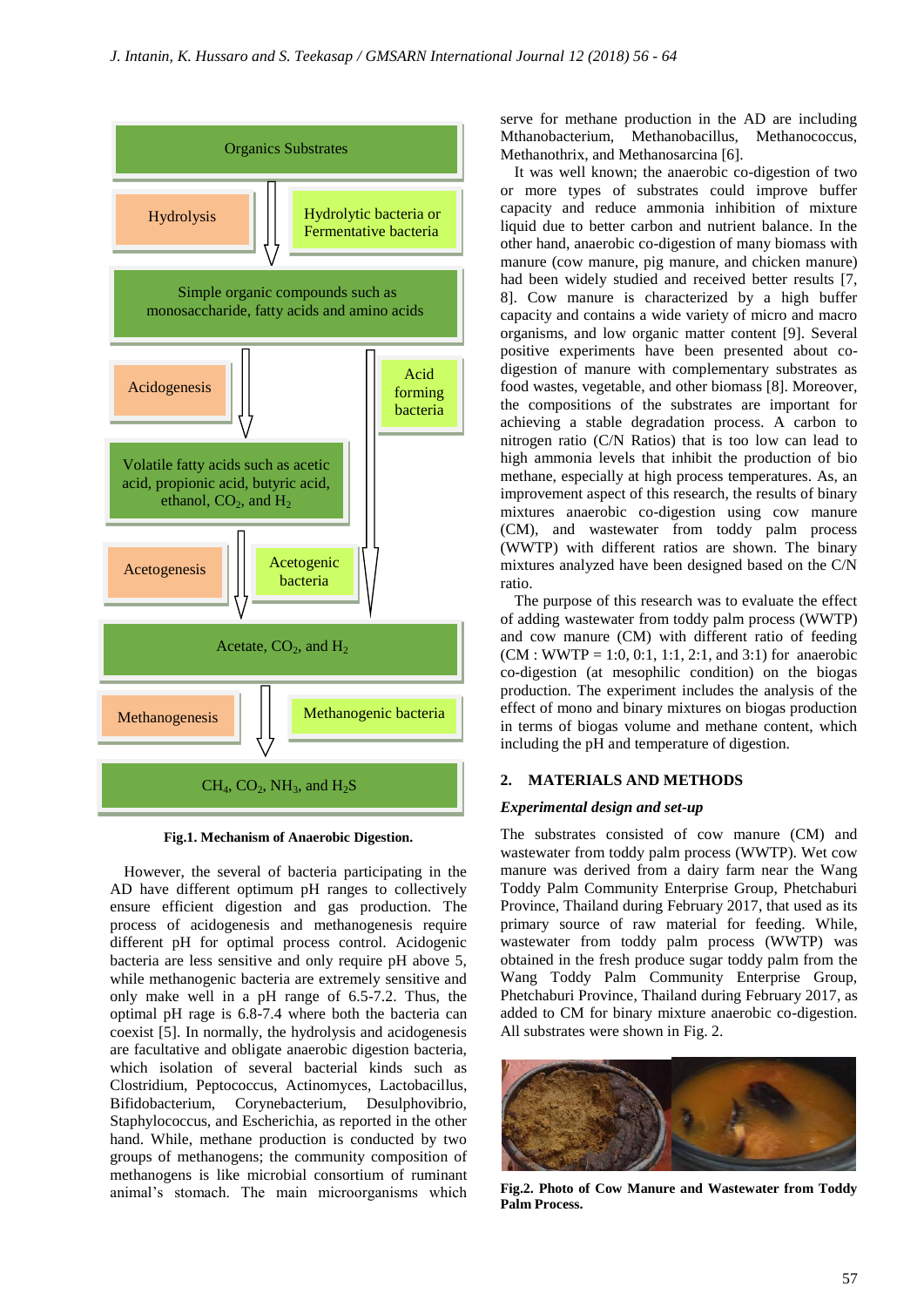Organics Substrates

Hydrolysis | Hydrolytic bacteria or Fermentative bacteria

Simple organic compounds such as monosaccharide, fatty acids and amino acids

Acidogenesis | Acid forming bacteria

Volatile fatty acids such as acetic acid, propionic acid, butyric acid, ethanol, $CO_2$, and $H_2$

Acetogenesis | Acetogenic bacteria

Acetate, $CO_2$, and $H_2$

Methanogenesis | Methanogenic bacteria

$CH_4$, $CO_2$, $NH_3$, and $H_2S$

**Fig.1. Mechanism of Anaerobic Digestion.**

However, the several of bacteria participating in the AD have different optimum pH ranges to collectively ensure efficient digestion and gas production. The process of acidogenesis and methanogenesis require different pH for optimal process control. Acidogenic bacteria are less sensitive and only require pH above 5, while methanogenic bacteria are extremely sensitive and only make well in a pH range of 6.5-7.2. Thus, the optimal pH rage is 6.8-7.4 where both the bacteria can coexist [5]. In normally, the hydrolysis and acidogenesis are facultative and obligate anaerobic digestion bacteria, which isolation of several bacterial kinds such as Clostridium, Peptococcus, Actinomyces, Lactobacillus, Bifidobacterium, Corynebacterium, Desulphovibrio, Staphylococcus, and Escherichia, as reported in the other hand. While, methane production is conducted by two groups of methanogens; the community composition of methanogens is like microbial consortium of ruminant animal's stomach. The main microorganisms which serve for methane production in the AD are including Mthanobacterium, Methanobacillus, Methanococcus, Methanothrix, and Methanosarcina [6].

It was well known; the anaerobic co-digestion of two or more types of substrates could improve buffer capacity and reduce ammonia inhibition of mixture liquid due to better carbon and nutrient balance. In the other hand, anaerobic co-digestion of many biomass with manure (cow manure, pig manure, and chicken manure) had been widely studied and received better results [7, 8]. Cow manure is characterized by a high buffer capacity and contains a wide variety of micro and macro organisms, and low organic matter content [9]. Several positive experiments have been presented about co-digestion of manure with complementary substrates as food wastes, vegetable, and other biomass [8]. Moreover, the compositions of the substrates are important for achieving a stable degradation process. A carbon to nitrogen ratio (C/N Ratios) that is too low can lead to high ammonia levels that inhibit the production of bio methane, especially at high process temperatures. As, an improvement aspect of this research, the results of binary mixtures anaerobic co-digestion using cow manure (CM), and wastewater from toddy palm process (WWTP) with different ratios are shown. The binary mixtures analyzed have been designed based on the C/N ratio.

The purpose of this research was to evaluate the effect of adding wastewater from toddy palm process (WWTP) and cow manure (CM) with different ratio of feeding (CM : WWTP = 1:0, 0:1, 1:1, 2:1, and 3:1) for anaerobic co-digestion (at mesophilic condition) on the biogas production. The experiment includes the analysis of the effect of mono and binary mixtures on biogas production in terms of biogas volume and methane content, which including the pH and temperature of digestion.

## 2. MATERIALS AND METHODS

### *Experimental design and set-up*

The substrates consisted of cow manure (CM) and wastewater from toddy palm process (WWTP). Wet cow manure was derived from a dairy farm near the Wang Toddy Palm Community Enterprise Group, Phetchaburi Province, Thailand during February 2017, that used as its primary source of raw material for feeding. While, wastewater from toddy palm process (WWTP) was obtained in the fresh produce sugar toddy palm from the Wang Toddy Palm Community Enterprise Group, Phetchaburi Province, Thailand during February 2017, as added to CM for binary mixture anaerobic co-digestion. All substrates were shown in Fig. 2.

**Fig.2. Photo of Cow Manure and Wastewater from Toddy Palm Process.**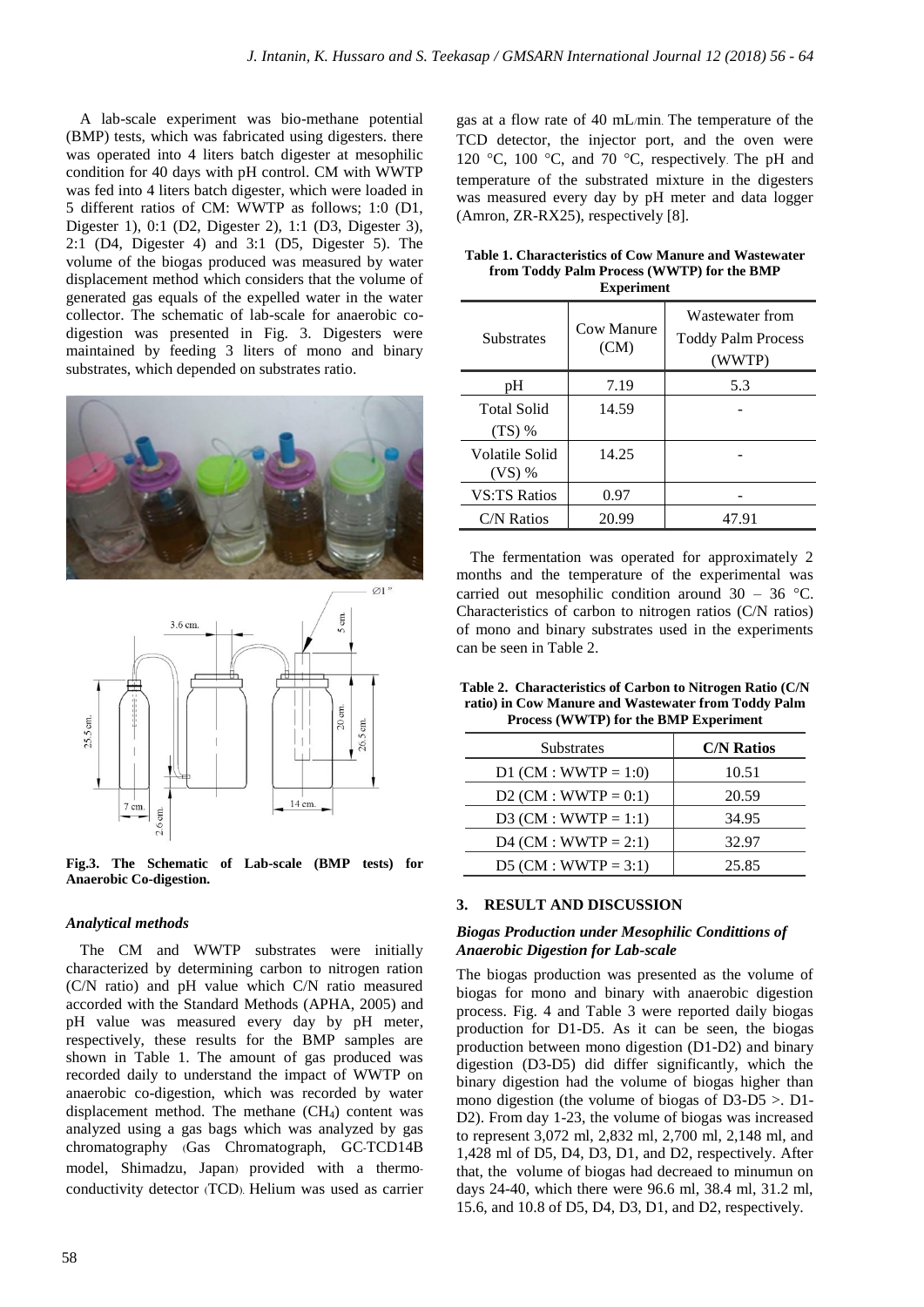A lab-scale experiment was bio-methane potential (BMP) tests, which was fabricated using digesters. there was operated into 4 liters batch digester at mesophilic condition for 40 days with pH control. CM with WWTP was fed into 4 liters batch digester, which were loaded in 5 different ratios of CM: WWTP as follows; 1:0 (D1, Digester 1), 0:1 (D2, Digester 2), 1:1 (D3, Digester 3), 2:1 (D4, Digester 4) and 3:1 (D5, Digester 5). The volume of the biogas produced was measured by water displacement method which considers that the volume of generated gas equals of the expelled water in the water collector. The schematic of lab-scale for anaerobic co-digestion was presented in Fig. 3. Digesters were maintained by feeding 3 liters of mono and binary substrates, which depended on substrates ratio.

**Fig.3. The Schematic of Lab-scale (BMP tests) for Anaerobic Co-digestion.**

### *Analytical methods*

The CM and WWTP substrates were initially characterized by determining carbon to nitrogen ration (C/N ratio) and pH value which C/N ratio measured accorded with the Standard Methods (APHA, 2005) and pH value was measured every day by pH meter, respectively, these results for the BMP samples are shown in Table 1. The amount of gas produced was recorded daily to understand the impact of WWTP on anaerobic co-digestion, which was recorded by water displacement method. The methane ($CH_4$) content was analyzed using a gas bags which was analyzed by gas chromatography (Gas Chromatograph, GC-TCD14B model, Shimadzu, Japan) provided with a thermo-conductivity detector (TCD). Helium was used as carrier gas at a flow rate of 40 mL/min. The temperature of the TCD detector, the injector port, and the oven were 120 °C, 100 °C, and 70 °C, respectively. The pH and temperature of the substrated mixture in the digesters was measured every day by pH meter and data logger (Amron, ZR-RX25), respectively [8].

**Table 1. Characteristics of Cow Manure and Wastewater from Toddy Palm Process (WWTP) for the BMP Experiment**

| Substrates | Cow Manure (CM) | Wastewater from Toddy Palm Process (WWTP) |
|---|---|---|
| pH | 7.19 | 5.3 |
| Total Solid (TS) % | 14.59 | - |
| Volatile Solid (VS) % | 14.25 | - |
| VS:TS Ratios | 0.97 | - |
| C/N Ratios | 20.99 | 47.91 |

The fermentation was operated for approximately 2 months and the temperature of the experimental was carried out mesophilic condition around 30 – 36 °C. Characteristics of carbon to nitrogen ratios (C/N ratios) of mono and binary substrates used in the experiments can be seen in Table 2.

**Table 2. Characteristics of Carbon to Nitrogen Ratio (C/N ratio) in Cow Manure and Wastewater from Toddy Palm Process (WWTP) for the BMP Experiment**

| Substrates | **C/N Ratios** |
|---|---|
| D1 (CM : WWTP = 1:0) | 10.51 |
| D2 (CM : WWTP = 0:1) | 20.59 |
| D3 (CM : WWTP = 1:1) | 34.95 |
| D4 (CM : WWTP = 2:1) | 32.97 |
| D5 (CM : WWTP = 3:1) | 25.85 |

## 3. RESULT AND DISCUSSION

### *Biogas Production under Mesophilic Condittions of Anaerobic Digestion for Lab-scale*

The biogas production was presented as the volume of biogas for mono and binary with anaerobic digestion process. Fig. 4 and Table 3 were reported daily biogas production for D1-D5. As it can be seen, the biogas production between mono digestion (D1-D2) and binary digestion (D3-D5) did differ significantly, which the binary digestion had the volume of biogas higher than mono digestion (the volume of biogas of D3-D5 >. D1-D2). From day 1-23, the volume of biogas was increased to represent 3,072 ml, 2,832 ml, 2,700 ml, 2,148 ml, and 1,428 ml of D5, D4, D3, D1, and D2, respectively. After that, the volume of biogas had decreaed to minumun on days 24-40, which there were 96.6 ml, 38.4 ml, 31.2 ml, 15.6, and 10.8 of D5, D4, D3, D1, and D2, respectively.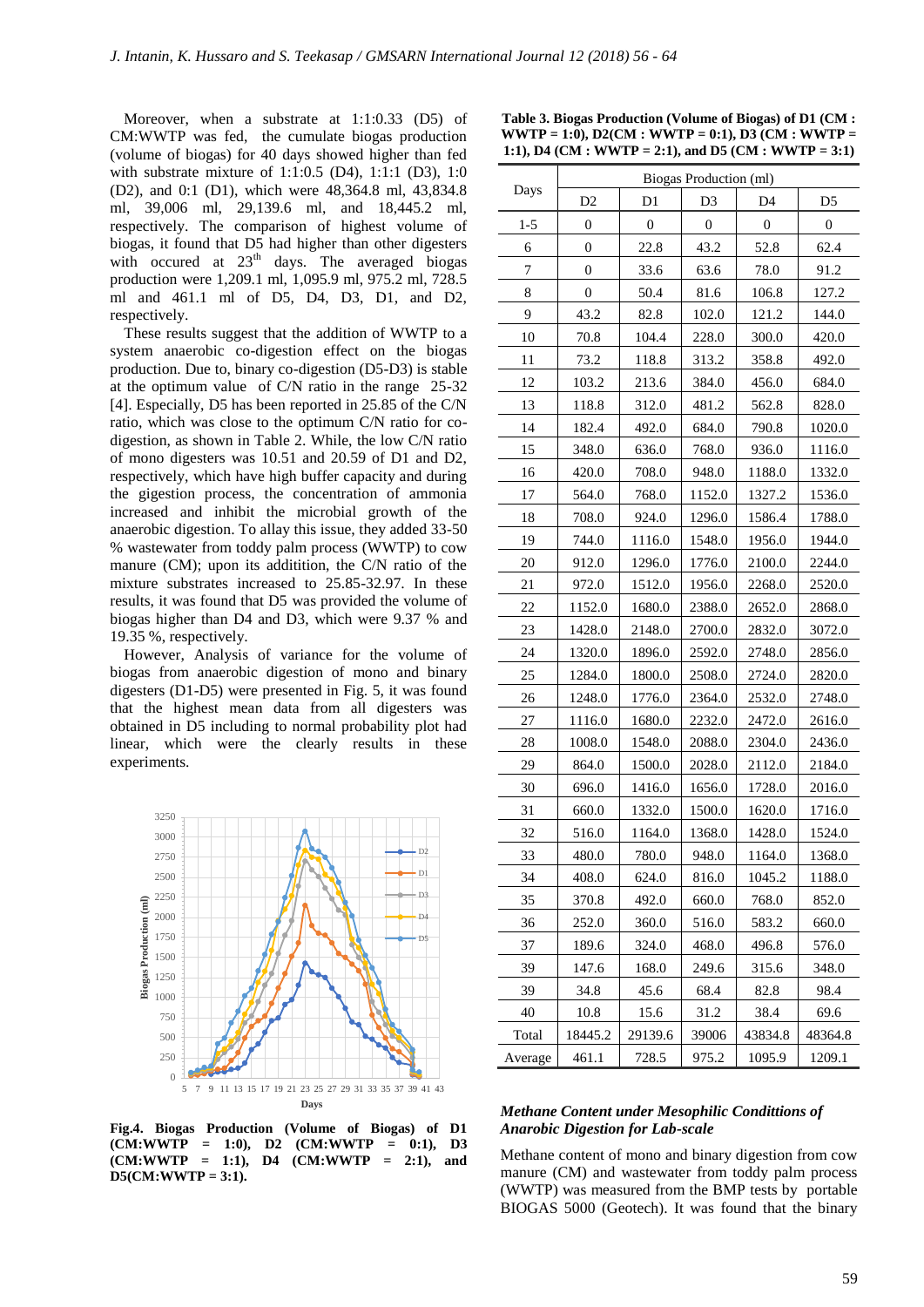Moreover, when a substrate at 1:1:0.33 (D5) of CM:WWTP was fed, the cumulate biogas production (volume of biogas) for 40 days showed higher than fed with substrate mixture of 1:1:0.5 (D4), 1:1:1 (D3), 1:0 (D2), and 0:1 (D1), which were 48,364.8 ml, 43,834.8 ml, 39,006 ml, 29,139.6 ml, and 18,445.2 ml, respectively. The comparison of highest volume of biogas, it found that D5 had higher than other digesters with occured at 23[th] days. The averaged biogas production were 1,209.1 ml, 1,095.9 ml, 975.2 ml, 728.5 ml and 461.1 ml of D5, D4, D3, D1, and D2, respectively.

These results suggest that the addition of WWTP to a system anaerobic co-digestion effect on the biogas production. Due to, binary co-digestion (D5-D3) is stable at the optimum value of C/N ratio in the range 25-32 [4]. Especially, D5 has been reported in 25.85 of the C/N ratio, which was close to the optimum C/N ratio for co-digestion, as shown in Table 2. While, the low C/N ratio of mono digesters was 10.51 and 20.59 of D1 and D2, respectively, which have high buffer capacity and during the gigestion process, the concentration of ammonia increased and inhibit the microbial growth of the anaerobic digestion. To allay this issue, they added 33-50 % wastewater from toddy palm process (WWTP) to cow manure (CM); upon its addition, the C/N ratio of the mixture substrates increased to 25.85-32.97. In these results, it was found that D5 was provided the volume of biogas higher than D4 and D3, which were 9.37 % and 19.35 %, respectively.

However, Analysis of variance for the volume of biogas from anaerobic digestion of mono and binary digesters (D1-D5) were presented in Fig. 5, it was found that the highest mean data from all digesters was obtained in D5 including to normal probability plot had linear, which were the clearly results in these experiments.

Fig.4. Biogas Production (Volume of Biogas) of D1 (CM:WWTP = 1:0), D2 (CM:WWTP = 0:1), D3 (CM:WWTP = 1:1), D4 (CM:WWTP = 2:1), and D5(CM:WWTP = 3:1).

**Table 3. Biogas Production (Volume of Biogas) of D1 (CM : WWTP = 1:0), D2(CM : WWTP = 0:1), D3 (CM : WWTP = 1:1), D4 (CM : WWTP = 2:1), and D5 (CM : WWTP = 3:1)**

| Days | Biogas Production (ml) | | | | |
|---|---|---|---|---|---|
| | D2 | D1 | D3 | D4 | D5 |
| 1-5 | 0 | 0 | 0 | 0 | 0 |
| 6 | 0 | 22.8 | 43.2 | 52.8 | 62.4 |
| 7 | 0 | 33.6 | 63.6 | 78.0 | 91.2 |
| 8 | 0 | 50.4 | 81.6 | 106.8 | 127.2 |
| 9 | 43.2 | 82.8 | 102.0 | 121.2 | 144.0 |
| 10 | 70.8 | 104.4 | 228.0 | 300.0 | 420.0 |
| 11 | 73.2 | 118.8 | 313.2 | 358.8 | 492.0 |
| 12 | 103.2 | 213.6 | 384.0 | 456.0 | 684.0 |
| 13 | 118.8 | 312.0 | 481.2 | 562.8 | 828.0 |
| 14 | 182.4 | 492.0 | 684.0 | 790.8 | 1020.0 |
| 15 | 348.0 | 636.0 | 768.0 | 936.0 | 1116.0 |
| 16 | 420.0 | 708.0 | 948.0 | 1188.0 | 1332.0 |
| 17 | 564.0 | 768.0 | 1152.0 | 1327.2 | 1536.0 |
| 18 | 708.0 | 924.0 | 1296.0 | 1586.4 | 1788.0 |
| 19 | 744.0 | 1116.0 | 1548.0 | 1956.0 | 1944.0 |
| 20 | 912.0 | 1296.0 | 1776.0 | 2100.0 | 2244.0 |
| 21 | 972.0 | 1512.0 | 1956.0 | 2268.0 | 2520.0 |
| 22 | 1152.0 | 1680.0 | 2388.0 | 2652.0 | 2868.0 |
| 23 | 1428.0 | 2148.0 | 2700.0 | 2832.0 | 3072.0 |
| 24 | 1320.0 | 1896.0 | 2592.0 | 2748.0 | 2856.0 |
| 25 | 1284.0 | 1800.0 | 2508.0 | 2724.0 | 2820.0 |
| 26 | 1248.0 | 1776.0 | 2364.0 | 2532.0 | 2748.0 |
| 27 | 1116.0 | 1680.0 | 2232.0 | 2472.0 | 2616.0 |
| 28 | 1008.0 | 1548.0 | 2088.0 | 2304.0 | 2436.0 |
| 29 | 864.0 | 1500.0 | 2028.0 | 2112.0 | 2184.0 |
| 30 | 696.0 | 1416.0 | 1656.0 | 1728.0 | 2016.0 |
| 31 | 660.0 | 1332.0 | 1500.0 | 1620.0 | 1716.0 |
| 32 | 516.0 | 1164.0 | 1368.0 | 1428.0 | 1524.0 |
| 33 | 480.0 | 780.0 | 948.0 | 1164.0 | 1368.0 |
| 34 | 408.0 | 624.0 | 816.0 | 1045.2 | 1188.0 |
| 35 | 370.8 | 492.0 | 660.0 | 768.0 | 852.0 |
| 36 | 252.0 | 360.0 | 516.0 | 583.2 | 660.0 |
| 37 | 189.6 | 324.0 | 468.0 | 496.8 | 576.0 |
| 39 | 147.6 | 168.0 | 249.6 | 315.6 | 348.0 |
| 39 | 34.8 | 45.6 | 68.4 | 82.8 | 98.4 |
| 40 | 10.8 | 15.6 | 31.2 | 38.4 | 69.6 |
| Total | 18445.2 | 29139.6 | 39006 | 43834.8 | 48364.8 |
| Average | 461.1 | 728.5 | 975.2 | 1095.9 | 1209.1 |

***Methane Content under Mesophilic Condittions of Anarobic Digestion for Lab-scale***

Methane content of mono and binary digestion from cow manure (CM) and wastewater from toddy palm process (WWTP) was measured from the BMP tests by portable BIOGAS 5000 (Geotech). It was found that the binary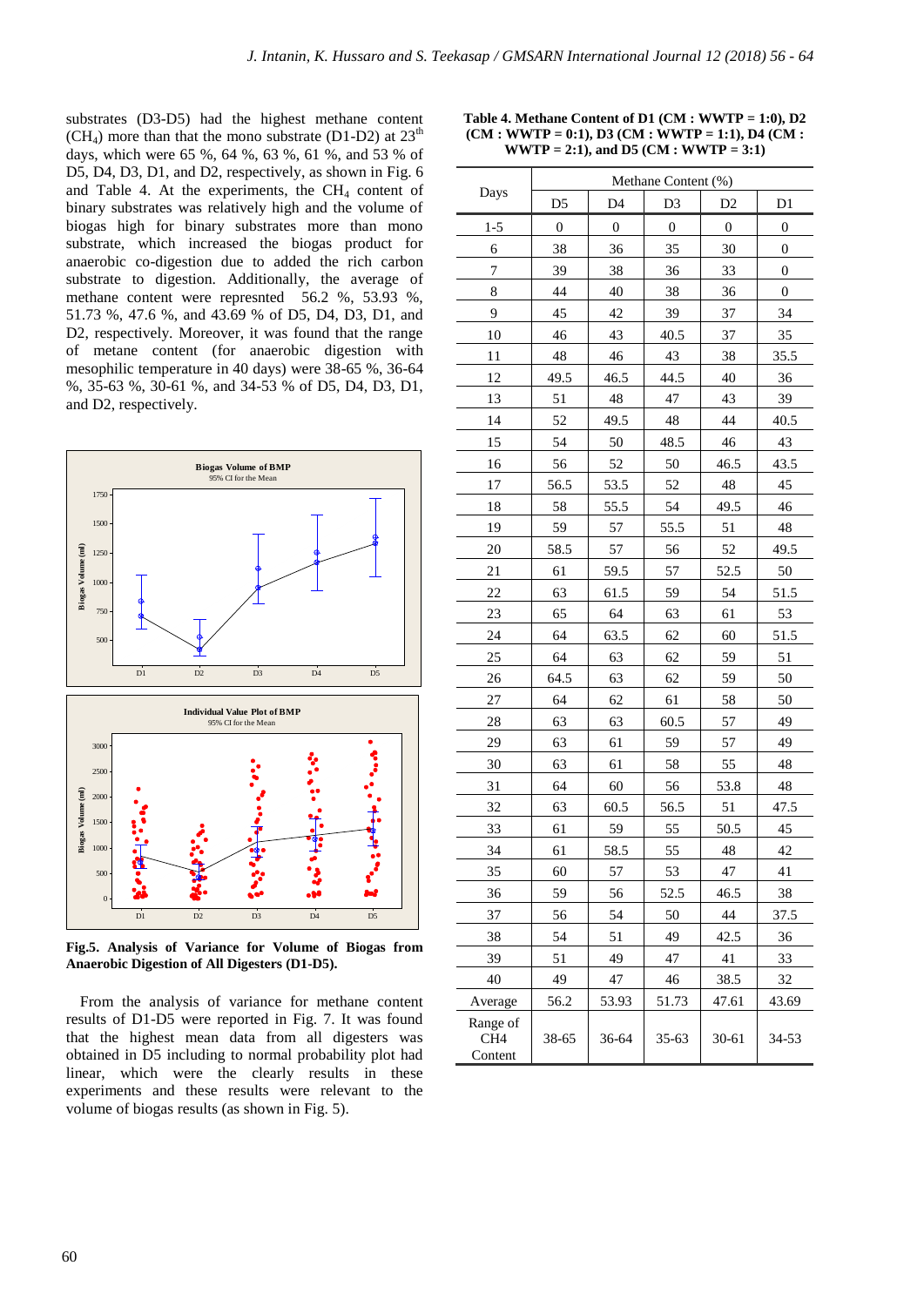substrates (D3-D5) had the highest methane content ($CH_4$) more than that the mono substrate (D1-D2) at 23[th] days, which were 65 %, 64 %, 63 %, 61 %, and 53 % of D5, D4, D3, D1, and D2, respectively, as shown in Fig. 6 and Table 4. At the experiments, the $CH_4$ content of binary substrates was relatively high and the volume of biogas high for binary substrates more than mono substrate, which increased the biogas product for anaerobic co-digestion due to added the rich carbon substrate to digestion. Additionally, the average of methane content were represnted 56.2 %, 53.93 %, 51.73 %, 47.6 %, and 43.69 % of D5, D4, D3, D1, and D2, respectively. Moreover, it was found that the range of metane content (for anaerobic digestion with mesophilic temperature in 40 days) were 38-65 %, 36-64 %, 35-63 %, 30-61 %, and 34-53 % of D5, D4, D3, D1, and D2, respectively.

**Fig.5. Analysis of Variance for Volume of Biogas from Anaerobic Digestion of All Digesters (D1-D5).**

From the analysis of variance for methane content results of D1-D5 were reported in Fig. 7. It was found that the highest mean data from all digesters was obtained in D5 including to normal probability plot had linear, which were the clearly results in these experiments and these results were relevant to the volume of biogas results (as shown in Fig. 5).

**Table 4. Methane Content of D1 (CM : WWTP = 1:0), D2 (CM : WWTP = 0:1), D3 (CM : WWTP = 1:1), D4 (CM : WWTP = 2:1), and D5 (CM : WWTP = 3:1)**

| Days | Methane Content (%) | | | | |
|---|---|---|---|---|---|
| | D5 | D4 | D3 | D2 | D1 |
| 1-5 | 0 | 0 | 0 | 0 | 0 |
| 6 | 38 | 36 | 35 | 30 | 0 |
| 7 | 39 | 38 | 36 | 33 | 0 |
| 8 | 44 | 40 | 38 | 36 | 0 |
| 9 | 45 | 42 | 39 | 37 | 34 |
| 10 | 46 | 43 | 40.5 | 37 | 35 |
| 11 | 48 | 46 | 43 | 38 | 35.5 |
| 12 | 49.5 | 46.5 | 44.5 | 40 | 36 |
| 13 | 51 | 48 | 47 | 43 | 39 |
| 14 | 52 | 49.5 | 48 | 44 | 40.5 |
| 15 | 54 | 50 | 48.5 | 46 | 43 |
| 16 | 56 | 52 | 50 | 46.5 | 43.5 |
| 17 | 56.5 | 53.5 | 52 | 48 | 45 |
| 18 | 58 | 55.5 | 54 | 49.5 | 46 |
| 19 | 59 | 57 | 55.5 | 51 | 48 |
| 20 | 58.5 | 57 | 56 | 52 | 49.5 |
| 21 | 61 | 59.5 | 57 | 52.5 | 50 |
| 22 | 63 | 61.5 | 59 | 54 | 51.5 |
| 23 | 65 | 64 | 63 | 61 | 53 |
| 24 | 64 | 63.5 | 62 | 60 | 51.5 |
| 25 | 64 | 63 | 62 | 59 | 51 |
| 26 | 64.5 | 63 | 62 | 59 | 50 |
| 27 | 64 | 62 | 61 | 58 | 50 |
| 28 | 63 | 63 | 60.5 | 57 | 49 |
| 29 | 63 | 61 | 59 | 57 | 49 |
| 30 | 63 | 61 | 58 | 55 | 48 |
| 31 | 64 | 60 | 56 | 53.8 | 48 |
| 32 | 63 | 60.5 | 56.5 | 51 | 47.5 |
| 33 | 61 | 59 | 55 | 50.5 | 45 |
| 34 | 61 | 58.5 | 55 | 48 | 42 |
| 35 | 60 | 57 | 53 | 47 | 41 |
| 36 | 59 | 56 | 52.5 | 46.5 | 38 |
| 37 | 56 | 54 | 50 | 44 | 37.5 |
| 38 | 54 | 51 | 49 | 42.5 | 36 |
| 39 | 51 | 49 | 47 | 41 | 33 |
| 40 | 49 | 47 | 46 | 38.5 | 32 |
| Average | 56.2 | 53.93 | 51.73 | 47.61 | 43.69 |
| Range of CH4 Content | 38-65 | 36-64 | 35-63 | 30-61 | 34-53 |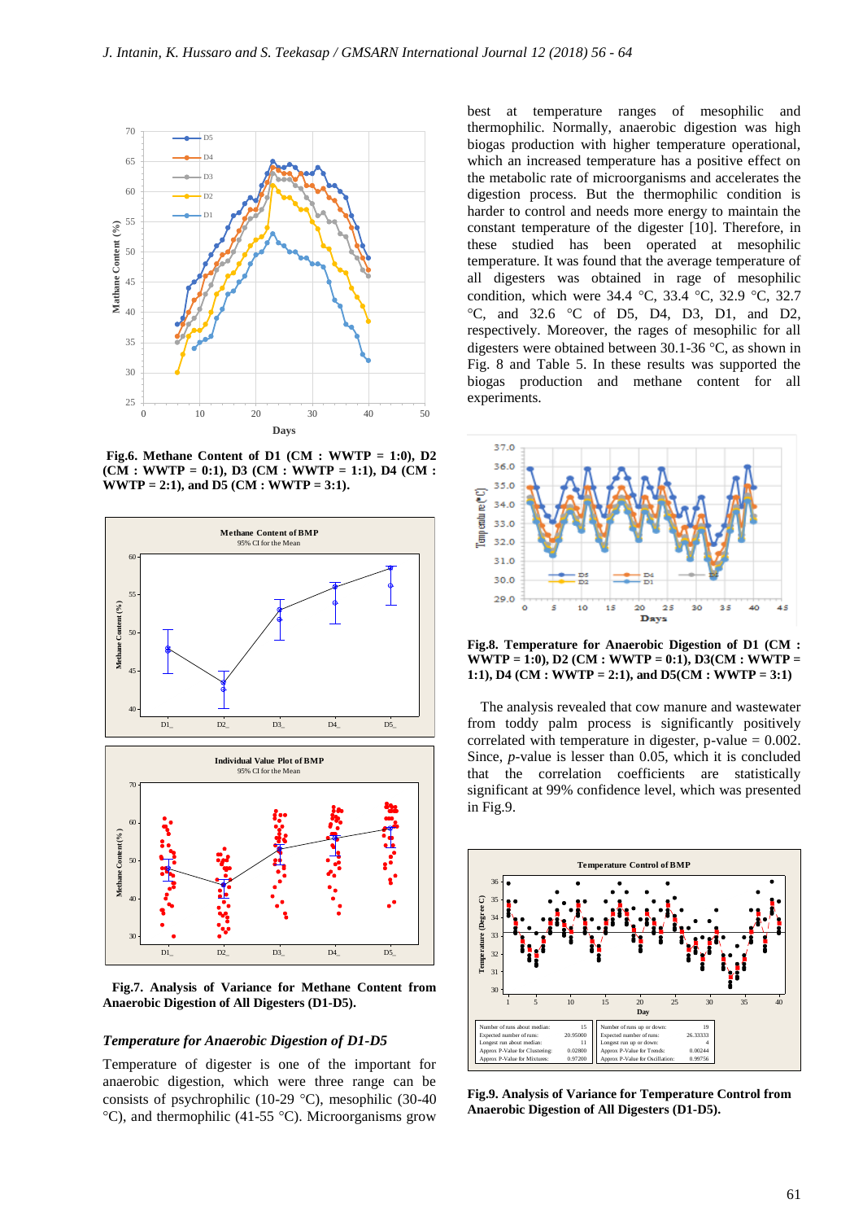**Fig.6. Methane Content of D1 (CM : WWTP = 1:0), D2 (CM : WWTP = 0:1), D3 (CM : WWTP = 1:1), D4 (CM : WWTP = 2:1), and D5 (CM : WWTP = 3:1).**

**Fig.7. Analysis of Variance for Methane Content from Anaerobic Digestion of All Digesters (D1-D5).**

### *Temperature for Anaerobic Digestion of D1-D5*

Temperature of digester is one of the important for anaerobic digestion, which were three range can be consists of psychrophilic (10-29 °C), mesophilic (30-40 °C), and thermophilic (41-55 °C). Microorganisms grow best at temperature ranges of mesophilic and thermophilic. Normally, anaerobic digestion was high biogas production with higher temperature operational, which an increased temperature has a positive effect on the metabolic rate of microorganisms and accelerates the digestion process. But the thermophilic condition is harder to control and needs more energy to maintain the constant temperature of the digester [10]. Therefore, in these studied has been operated at mesophilic temperature. It was found that the average temperature of all digesters was obtained in rage of mesophilic condition, which were 34.4 °C, 33.4 °C, 32.9 °C, 32.7 °C, and 32.6 °C of D5, D4, D3, D1, and D2, respectively. Moreover, the rages of mesophilic for all digesters were obtained between 30.1-36 °C, as shown in Fig. 8 and Table 5. In these results was supported the biogas production and methane content for all experiments.

**Fig.8. Temperature for Anaerobic Digestion of D1 (CM : WWTP = 1:0), D2 (CM : WWTP = 0:1), D3(CM : WWTP = 1:1), D4 (CM : WWTP = 2:1), and D5(CM : WWTP = 3:1)**

The analysis revealed that cow manure and wastewater from toddy palm process is significantly positively correlated with temperature in digester, p-value = 0.002. Since, *p*-value is lesser than 0.05, which it is concluded that the correlation coefficients are statistically significant at 99% confidence level, which was presented in Fig.9.

**Fig.9. Analysis of Variance for Temperature Control from Anaerobic Digestion of All Digesters (D1-D5).**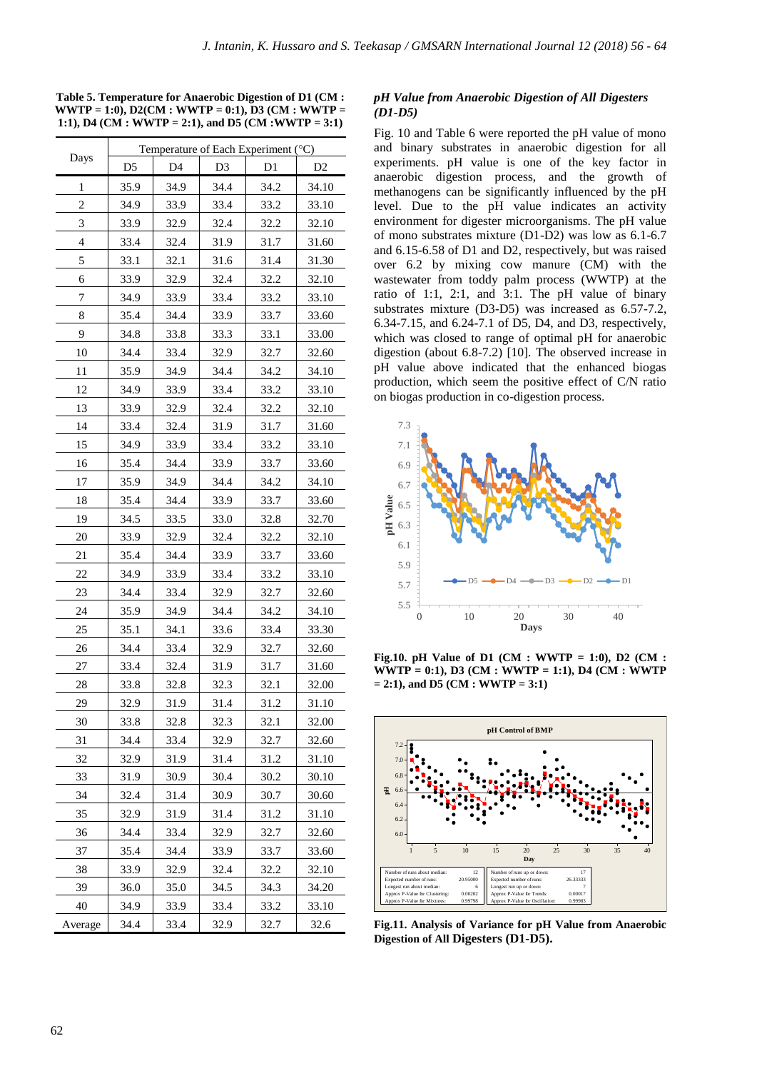**Table 5. Temperature for Anaerobic Digestion of D1 (CM : WWTP = 1:0), D2(CM : WWTP = 0:1), D3 (CM : WWTP = 1:1), D4 (CM : WWTP = 2:1), and D5 (CM :WWTP = 3:1)**

| Days | Temperature of Each Experiment (°C) | | | | |
|---|---|---|---|---|---|
| | D5 | D4 | D3 | D1 | D2 |
| 1 | 35.9 | 34.9 | 34.4 | 34.2 | 34.10 |
| 2 | 34.9 | 33.9 | 33.4 | 33.2 | 33.10 |
| 3 | 33.9 | 32.9 | 32.4 | 32.2 | 32.10 |
| 4 | 33.4 | 32.4 | 31.9 | 31.7 | 31.60 |
| 5 | 33.1 | 32.1 | 31.6 | 31.4 | 31.30 |
| 6 | 33.9 | 32.9 | 32.4 | 32.2 | 32.10 |
| 7 | 34.9 | 33.9 | 33.4 | 33.2 | 33.10 |
| 8 | 35.4 | 34.4 | 33.9 | 33.7 | 33.60 |
| 9 | 34.8 | 33.8 | 33.3 | 33.1 | 33.00 |
| 10 | 34.4 | 33.4 | 32.9 | 32.7 | 32.60 |
| 11 | 35.9 | 34.9 | 34.4 | 34.2 | 34.10 |
| 12 | 34.9 | 33.9 | 33.4 | 33.2 | 33.10 |
| 13 | 33.9 | 32.9 | 32.4 | 32.2 | 32.10 |
| 14 | 33.4 | 32.4 | 31.9 | 31.7 | 31.60 |
| 15 | 34.9 | 33.9 | 33.4 | 33.2 | 33.10 |
| 16 | 35.4 | 34.4 | 33.9 | 33.7 | 33.60 |
| 17 | 35.9 | 34.9 | 34.4 | 34.2 | 34.10 |
| 18 | 35.4 | 34.4 | 33.9 | 33.7 | 33.60 |
| 19 | 34.5 | 33.5 | 33.0 | 32.8 | 32.70 |
| 20 | 33.9 | 32.9 | 32.4 | 32.2 | 32.10 |
| 21 | 35.4 | 34.4 | 33.9 | 33.7 | 33.60 |
| 22 | 34.9 | 33.9 | 33.4 | 33.2 | 33.10 |
| 23 | 34.4 | 33.4 | 32.9 | 32.7 | 32.60 |
| 24 | 35.9 | 34.9 | 34.4 | 34.2 | 34.10 |
| 25 | 35.1 | 34.1 | 33.6 | 33.4 | 33.30 |
| 26 | 34.4 | 33.4 | 32.9 | 32.7 | 32.60 |
| 27 | 33.4 | 32.4 | 31.9 | 31.7 | 31.60 |
| 28 | 33.8 | 32.8 | 32.3 | 32.1 | 32.00 |
| 29 | 32.9 | 31.9 | 31.4 | 31.2 | 31.10 |
| 30 | 33.8 | 32.8 | 32.3 | 32.1 | 32.00 |
| 31 | 34.4 | 33.4 | 32.9 | 32.7 | 32.60 |
| 32 | 32.9 | 31.9 | 31.4 | 31.2 | 31.10 |
| 33 | 31.9 | 30.9 | 30.4 | 30.2 | 30.10 |
| 34 | 32.4 | 31.4 | 30.9 | 30.7 | 30.60 |
| 35 | 32.9 | 31.9 | 31.4 | 31.2 | 31.10 |
| 36 | 34.4 | 33.4 | 32.9 | 32.7 | 32.60 |
| 37 | 35.4 | 34.4 | 33.9 | 33.7 | 33.60 |
| 38 | 33.9 | 32.9 | 32.4 | 32.2 | 32.10 |
| 39 | 36.0 | 35.0 | 34.5 | 34.3 | 34.20 |
| 40 | 34.9 | 33.9 | 33.4 | 33.2 | 33.10 |
| Average | 34.4 | 33.4 | 32.9 | 32.7 | 32.6 |

### *pH Value from Anaerobic Digestion of All Digesters (D1-D5)*

Fig. 10 and Table 6 were reported the pH value of mono and binary substrates in anaerobic digestion for all experiments. pH value is one of the key factor in anaerobic digestion process, and the growth of methanogens can be significantly influenced by the pH level. Due to the pH value indicates an activity environment for digester microorganisms. The pH value of mono substrates mixture (D1-D2) was low as 6.1-6.7 and 6.15-6.58 of D1 and D2, respectively, but was raised over 6.2 by mixing cow manure (CM) with the wastewater from toddy palm process (WWTP) at the ratio of 1:1, 2:1, and 3:1. The pH value of binary substrates mixture (D3-D5) was increased as 6.57-7.2, 6.34-7.15, and 6.24-7.1 of D5, D4, and D3, respectively, which was closed to range of optimal pH for anaerobic digestion (about 6.8-7.2) [10]. The observed increase in pH value above indicated that the enhanced biogas production, which seem the positive effect of C/N ratio on biogas production in co-digestion process.

**Fig.10. pH Value of D1 (CM : WWTP = 1:0), D2 (CM : WWTP = 0:1), D3 (CM : WWTP = 1:1), D4 (CM : WWTP = 2:1), and D5 (CM : WWTP = 3:1)**

**Fig.11. Analysis of Variance for pH Value from Anaerobic Digestion of All Digesters (D1-D5).**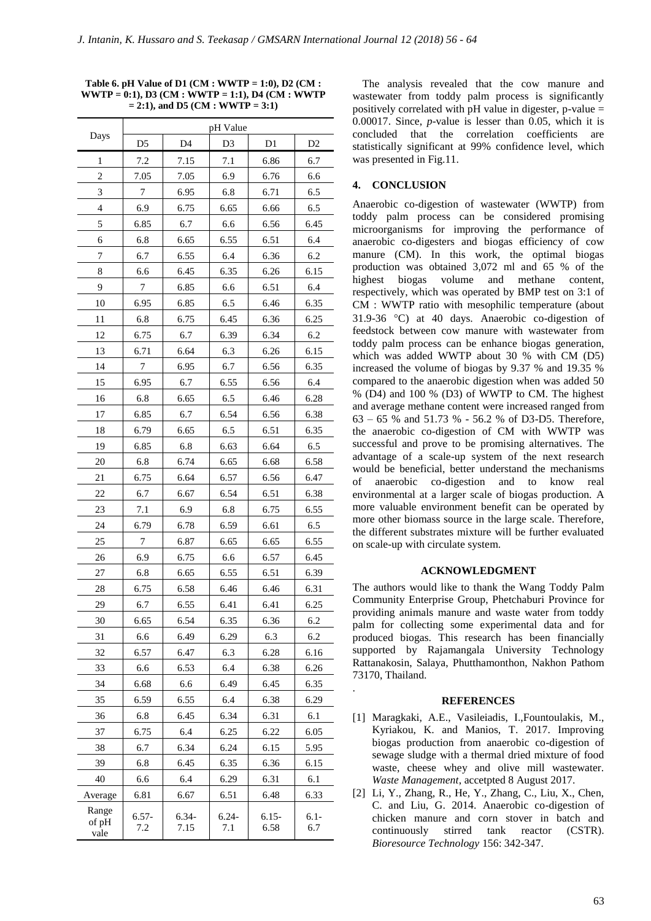**Table 6. pH Value of D1 (CM : WWTP = 1:0), D2 (CM : WWTP = 0:1), D3 (CM : WWTP = 1:1), D4 (CM : WWTP = 2:1), and D5 (CM : WWTP = 3:1)**

| Days | pH Value | | | | |
|---|---|---|---|---|---|
| | D5 | D4 | D3 | D1 | D2 |
| 1 | 7.2 | 7.15 | 7.1 | 6.86 | 6.7 |
| 2 | 7.05 | 7.05 | 6.9 | 6.76 | 6.6 |
| 3 | 7 | 6.95 | 6.8 | 6.71 | 6.5 |
| 4 | 6.9 | 6.75 | 6.65 | 6.66 | 6.5 |
| 5 | 6.85 | 6.7 | 6.6 | 6.56 | 6.45 |
| 6 | 6.8 | 6.65 | 6.55 | 6.51 | 6.4 |
| 7 | 6.7 | 6.55 | 6.4 | 6.36 | 6.2 |
| 8 | 6.6 | 6.45 | 6.35 | 6.26 | 6.15 |
| 9 | 7 | 6.85 | 6.6 | 6.51 | 6.4 |
| 10 | 6.95 | 6.85 | 6.5 | 6.46 | 6.35 |
| 11 | 6.8 | 6.75 | 6.45 | 6.36 | 6.25 |
| 12 | 6.75 | 6.7 | 6.39 | 6.34 | 6.2 |
| 13 | 6.71 | 6.64 | 6.3 | 6.26 | 6.15 |
| 14 | 7 | 6.95 | 6.7 | 6.56 | 6.35 |
| 15 | 6.95 | 6.7 | 6.55 | 6.56 | 6.4 |
| 16 | 6.8 | 6.65 | 6.5 | 6.46 | 6.28 |
| 17 | 6.85 | 6.7 | 6.54 | 6.56 | 6.38 |
| 18 | 6.79 | 6.65 | 6.5 | 6.51 | 6.35 |
| 19 | 6.85 | 6.8 | 6.63 | 6.64 | 6.5 |
| 20 | 6.8 | 6.74 | 6.65 | 6.68 | 6.58 |
| 21 | 6.75 | 6.64 | 6.57 | 6.56 | 6.47 |
| 22 | 6.7 | 6.67 | 6.54 | 6.51 | 6.38 |
| 23 | 7.1 | 6.9 | 6.8 | 6.75 | 6.55 |
| 24 | 6.79 | 6.78 | 6.59 | 6.61 | 6.5 |
| 25 | 7 | 6.87 | 6.65 | 6.65 | 6.55 |
| 26 | 6.9 | 6.75 | 6.6 | 6.57 | 6.45 |
| 27 | 6.8 | 6.65 | 6.55 | 6.51 | 6.39 |
| 28 | 6.75 | 6.58 | 6.46 | 6.46 | 6.31 |
| 29 | 6.7 | 6.55 | 6.41 | 6.41 | 6.25 |
| 30 | 6.65 | 6.54 | 6.35 | 6.36 | 6.2 |
| 31 | 6.6 | 6.49 | 6.29 | 6.3 | 6.2 |
| 32 | 6.57 | 6.47 | 6.3 | 6.28 | 6.16 |
| 33 | 6.6 | 6.53 | 6.4 | 6.38 | 6.26 |
| 34 | 6.68 | 6.6 | 6.49 | 6.45 | 6.35 |
| 35 | 6.59 | 6.55 | 6.4 | 6.38 | 6.29 |
| 36 | 6.8 | 6.45 | 6.34 | 6.31 | 6.1 |
| 37 | 6.75 | 6.4 | 6.25 | 6.22 | 6.05 |
| 38 | 6.7 | 6.34 | 6.24 | 6.15 | 5.95 |
| 39 | 6.8 | 6.45 | 6.35 | 6.36 | 6.15 |
| 40 | 6.6 | 6.4 | 6.29 | 6.31 | 6.1 |
| Average | 6.81 | 6.67 | 6.51 | 6.48 | 6.33 |
| Range of pH vale | 6.57-7.2 | 6.34-7.15 | 6.24-7.1 | 6.15-6.58 | 6.1-6.7 |

The analysis revealed that the cow manure and wastewater from toddy palm process is significantly positively correlated with pH value in digester, p-value = 0.00017. Since, *p*-value is lesser than 0.05, which it is concluded that the correlation coefficients are statistically significant at 99% confidence level, which was presented in Fig.11.

## 4. CONCLUSION

Anaerobic co-digestion of wastewater (WWTP) from toddy palm process can be considered promising microorganisms for improving the performance of anaerobic co-digesters and biogas efficiency of cow manure (CM). In this work, the optimal biogas production was obtained 3,072 ml and 65 % of the highest biogas volume and methane content, respectively, which was operated by BMP test on 3:1 of CM : WWTP ratio with mesophilic temperature (about 31.9-36 °C) at 40 days. Anaerobic co-digestion of feedstock between cow manure with wastewater from toddy palm process can be enhance biogas generation, which was added WWTP about 30 % with CM (D5) increased the volume of biogas by 9.37 % and 19.35 % compared to the anaerobic digestion when was added 50 % (D4) and 100 % (D3) of WWTP to CM. The highest and average methane content were increased ranged from 63 – 65 % and 51.73 % - 56.2 % of D3-D5. Therefore, the anaerobic co-digestion of CM with WWTP was successful and prove to be promising alternatives. The advantage of a scale-up system of the next research would be beneficial, better understand the mechanisms of anaerobic co-digestion and to know real environmental at a larger scale of biogas production. A more valuable environment benefit can be operated by more other biomass source in the large scale. Therefore, the different substrates mixture will be further evaluated on scale-up with circulate system.

## ACKNOWLEDGMENT

The authors would like to thank the Wang Toddy Palm Community Enterprise Group, Phetchaburi Province for providing animals manure and waste water from toddy palm for collecting some experimental data and for produced biogas. This research has been financially supported by Rajamangala University Technology Rattanakosin, Salaya, Phutthamonthon, Nakhon Pathom 73170, Thailand.

## REFERENCES

[1] Maragkaki, A.E., Vasileiadis, I.,Fountoulakis, M., Kyriakou, K. and Manios, T. 2017. Improving biogas production from anaerobic co-digestion of sewage sludge with a thermal dried mixture of food waste, cheese whey and olive mill wastewater. *Waste Management*, accetpted 8 August 2017.

[2] Li, Y., Zhang, R., He, Y., Zhang, C., Liu, X., Chen, C. and Liu, G. 2014. Anaerobic co-digestion of chicken manure and corn stover in batch and continuously stirred tank reactor (CSTR). *Bioresource Technology* 156: 342-347.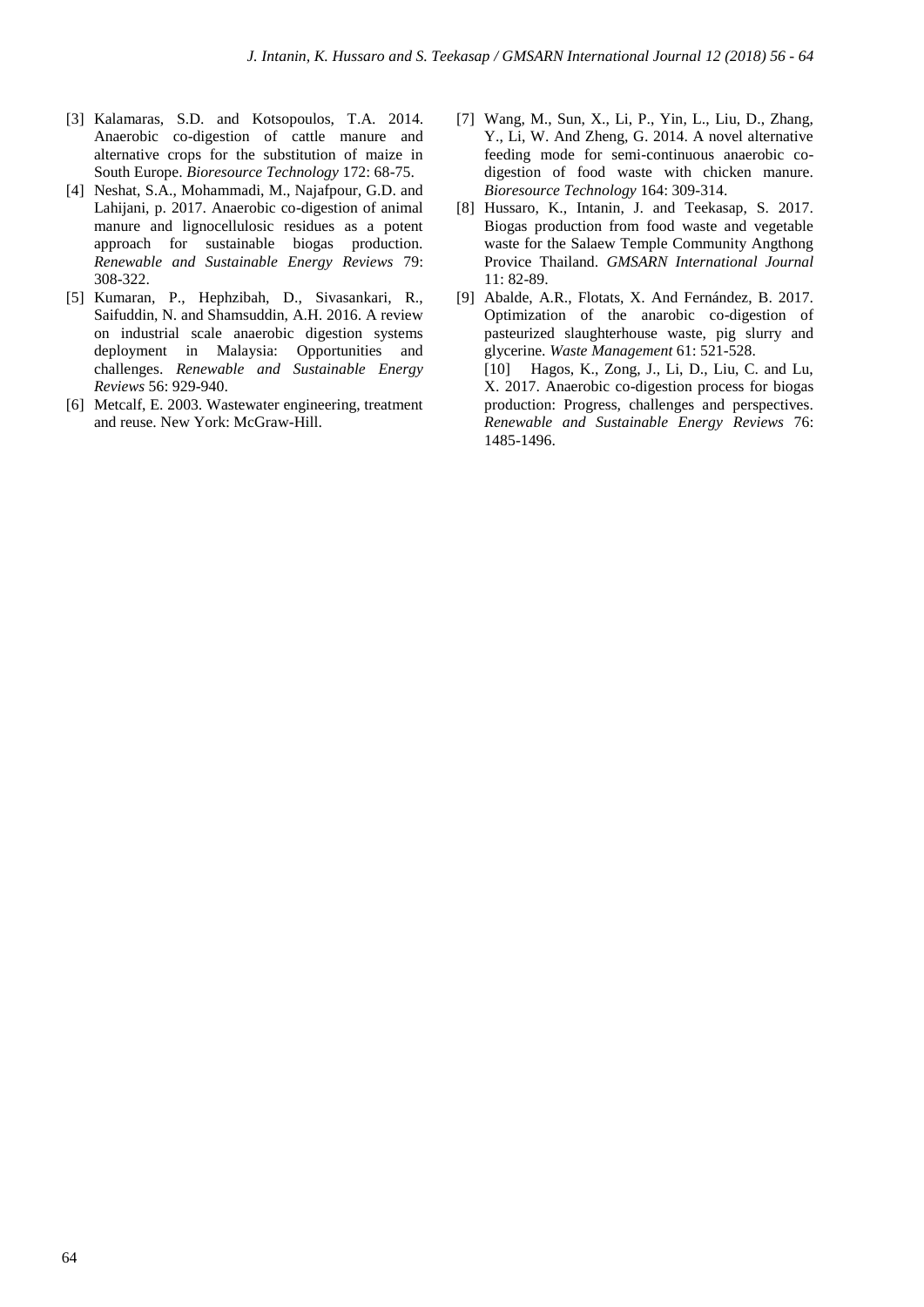[3] Kalamaras, S.D. and Kotsopoulos, T.A. 2014. Anaerobic co-digestion of cattle manure and alternative crops for the substitution of maize in South Europe. *Bioresource Technology* 172: 68-75.

[4] Neshat, S.A., Mohammadi, M., Najafpour, G.D. and Lahijani, p. 2017. Anaerobic co-digestion of animal manure and lignocellulosic residues as a potent approach for sustainable biogas production. *Renewable and Sustainable Energy Reviews* 79: 308-322.

[5] Kumaran, P., Hephzibah, D., Sivasankari, R., Saifuddin, N. and Shamsuddin, A.H. 2016. A review on industrial scale anaerobic digestion systems deployment in Malaysia: Opportunities and challenges. *Renewable and Sustainable Energy Reviews* 56: 929-940.

[6] Metcalf, E. 2003. Wastewater engineering, treatment and reuse. New York: McGraw-Hill.

[7] Wang, M., Sun, X., Li, P., Yin, L., Liu, D., Zhang, Y., Li, W. And Zheng, G. 2014. A novel alternative feeding mode for semi-continuous anaerobic co-digestion of food waste with chicken manure. *Bioresource Technology* 164: 309-314.

[8] Hussaro, K., Intanin, J. and Teekasap, S. 2017. Biogas production from food waste and vegetable waste for the Salaew Temple Community Angthong Provice Thailand. *GMSARN International Journal* 11: 82-89.

[9] Abalde, A.R., Flotats, X. And Fernández, B. 2017. Optimization of the anarobic co-digestion of pasteurized slaughterhouse waste, pig slurry and glycerine. *Waste Management* 61: 521-528.

[10] Hagos, K., Zong, J., Li, D., Liu, C. and Lu, X. 2017. Anaerobic co-digestion process for biogas production: Progress, challenges and perspectives. *Renewable and Sustainable Energy Reviews* 76: 1485-1496.